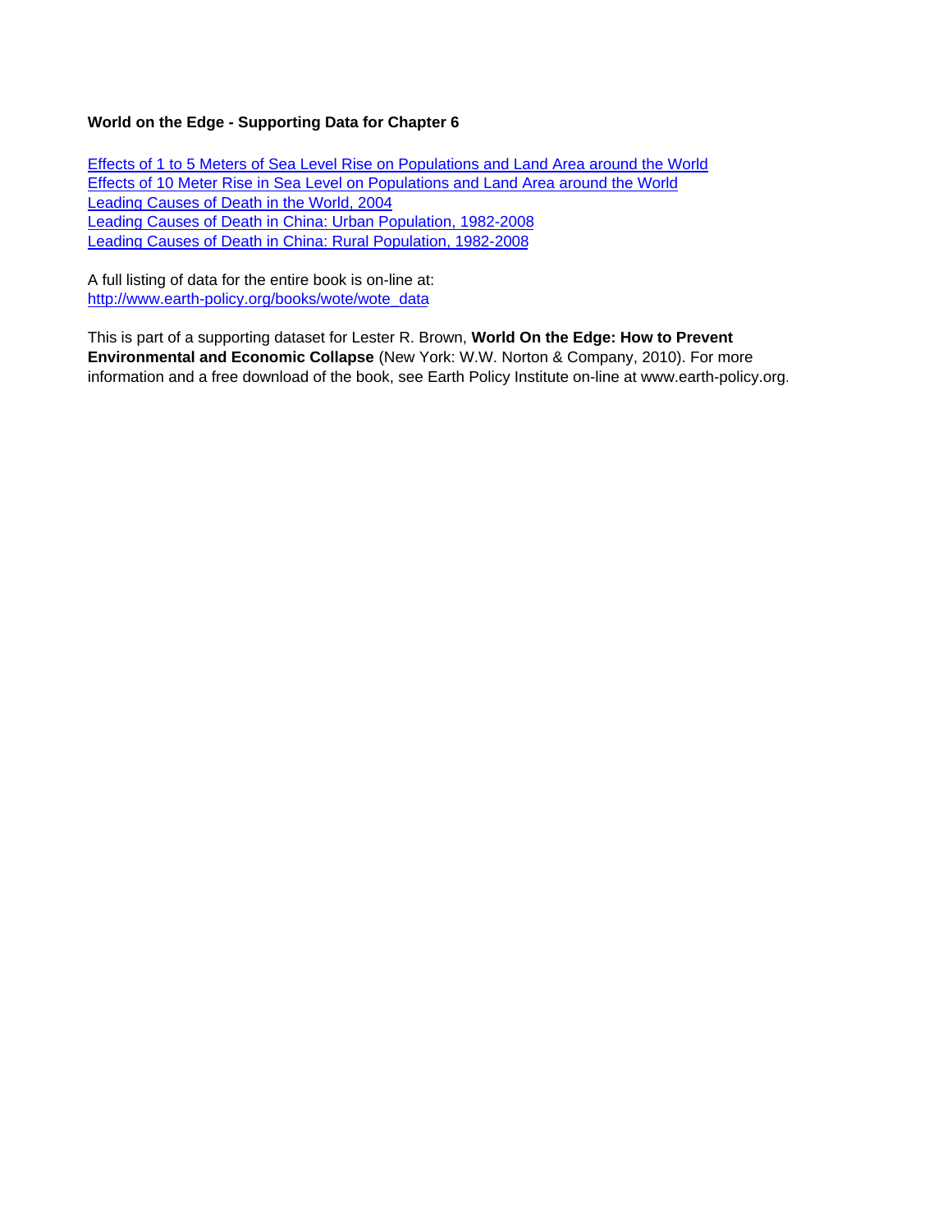**World on the Edge - Supporting Data for Chapter 6**

Effects of 1 to 5 Meters of Sea Level Rise on Populations and Land Area around the World
Effects of 10 Meter Rise in Sea Level on Populations and Land Area around the World
Leading Causes of Death in the World, 2004
Leading Causes of Death in China: Urban Population, 1982-2008
Leading Causes of Death in China: Rural Population, 1982-2008

A full listing of data for the entire book is on-line at:
http://www.earth-policy.org/books/wote/wote_data

This is part of a supporting dataset for Lester R. Brown, **World On the Edge: How to Prevent Environmental and Economic Collapse** (New York: W.W. Norton & Company, 2010). For more information and a free download of the book, see Earth Policy Institute on-line at www.earth-policy.org.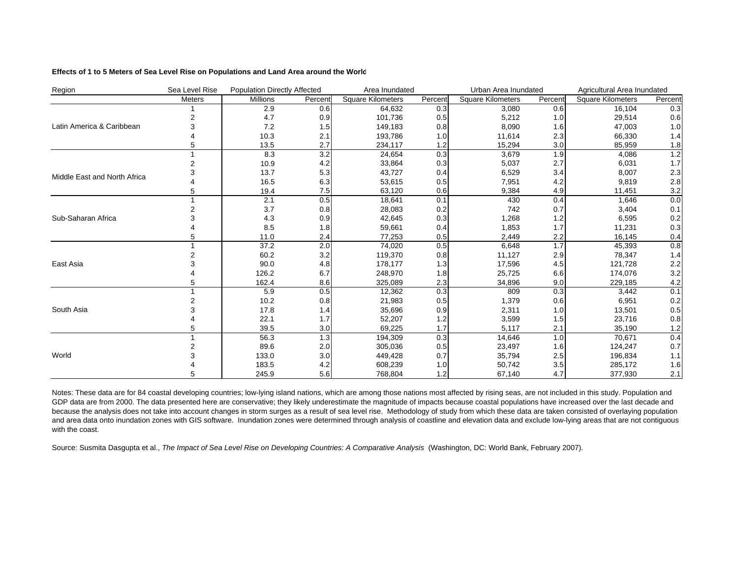**Effects of 1 to 5 Meters of Sea Level Rise on Populations and Land Area around the World**

| Region | Sea Level Rise | Population Directly Affected | | Area Inundated | | Urban Area Inundated | | Agricultural Area Inundated | |
|---|---|---|---|---|---|---|---|---|---|
| | Meters | Millions | Percent | Square Kilometers | Percent | Square Kilometers | Percent | Square Kilometers | Percent |
| Latin America & Caribbean | 1 | 2.9 | 0.6 | 64,632 | 0.3 | 3,080 | 0.6 | 16,104 | 0.3 |
| | 2 | 4.7 | 0.9 | 101,736 | 0.5 | 5,212 | 1.0 | 29,514 | 0.6 |
| | 3 | 7.2 | 1.5 | 149,183 | 0.8 | 8,090 | 1.6 | 47,003 | 1.0 |
| | 4 | 10.3 | 2.1 | 193,786 | 1.0 | 11,614 | 2.3 | 66,330 | 1.4 |
| | 5 | 13.5 | 2.7 | 234,117 | 1.2 | 15,294 | 3.0 | 85,959 | 1.8 |
| Middle East and North Africa | 1 | 8.3 | 3.2 | 24,654 | 0.3 | 3,679 | 1.9 | 4,086 | 1.2 |
| | 2 | 10.9 | 4.2 | 33,864 | 0.3 | 5,037 | 2.7 | 6,031 | 1.7 |
| | 3 | 13.7 | 5.3 | 43,727 | 0.4 | 6,529 | 3.4 | 8,007 | 2.3 |
| | 4 | 16.5 | 6.3 | 53,615 | 0.5 | 7,951 | 4.2 | 9,819 | 2.8 |
| | 5 | 19.4 | 7.5 | 63,120 | 0.6 | 9,384 | 4.9 | 11,451 | 3.2 |
| Sub-Saharan Africa | 1 | 2.1 | 0.5 | 18,641 | 0.1 | 430 | 0.4 | 1,646 | 0.0 |
| | 2 | 3.7 | 0.8 | 28,083 | 0.2 | 742 | 0.7 | 3,404 | 0.1 |
| | 3 | 4.3 | 0.9 | 42,645 | 0.3 | 1,268 | 1.2 | 6,595 | 0.2 |
| | 4 | 8.5 | 1.8 | 59,661 | 0.4 | 1,853 | 1.7 | 11,231 | 0.3 |
| | 5 | 11.0 | 2.4 | 77,253 | 0.5 | 2,449 | 2.2 | 16,145 | 0.4 |
| East Asia | 1 | 37.2 | 2.0 | 74,020 | 0.5 | 6,648 | 1.7 | 45,393 | 0.8 |
| | 2 | 60.2 | 3.2 | 119,370 | 0.8 | 11,127 | 2.9 | 78,347 | 1.4 |
| | 3 | 90.0 | 4.8 | 178,177 | 1.3 | 17,596 | 4.5 | 121,728 | 2.2 |
| | 4 | 126.2 | 6.7 | 248,970 | 1.8 | 25,725 | 6.6 | 174,076 | 3.2 |
| | 5 | 162.4 | 8.6 | 325,089 | 2.3 | 34,896 | 9.0 | 229,185 | 4.2 |
| South Asia | 1 | 5.9 | 0.5 | 12,362 | 0.3 | 809 | 0.3 | 3,442 | 0.1 |
| | 2 | 10.2 | 0.8 | 21,983 | 0.5 | 1,379 | 0.6 | 6,951 | 0.2 |
| | 3 | 17.8 | 1.4 | 35,696 | 0.9 | 2,311 | 1.0 | 13,501 | 0.5 |
| | 4 | 22.1 | 1.7 | 52,207 | 1.2 | 3,599 | 1.5 | 23,716 | 0.8 |
| | 5 | 39.5 | 3.0 | 69,225 | 1.7 | 5,117 | 2.1 | 35,190 | 1.2 |
| World | 1 | 56.3 | 1.3 | 194,309 | 0.3 | 14,646 | 1.0 | 70,671 | 0.4 |
| | 2 | 89.6 | 2.0 | 305,036 | 0.5 | 23,497 | 1.6 | 124,247 | 0.7 |
| | 3 | 133.0 | 3.0 | 449,428 | 0.7 | 35,794 | 2.5 | 196,834 | 1.1 |
| | 4 | 183.5 | 4.2 | 608,239 | 1.0 | 50,742 | 3.5 | 285,172 | 1.6 |
| | 5 | 245.9 | 5.6 | 768,804 | 1.2 | 67,140 | 4.7 | 377,930 | 2.1 |

Notes: These data are for 84 coastal developing countries; low-lying island nations, which are among those nations most affected by rising seas, are not included in this study. Population and GDP data are from 2000. The data presented here are conservative; they likely underestimate the magnitude of impacts because coastal populations have increased over the last decade and because the analysis does not take into account changes in storm surges as a result of sea level rise. Methodology of study from which these data are taken consisted of overlaying population and area data onto inundation zones with GIS software. Inundation zones were determined through analysis of coastline and elevation data and exclude low-lying areas that are not contiguous with the coast.

Source: Susmita Dasgupta et al., *The Impact of Sea Level Rise on Developing Countries: A Comparative Analysis* (Washington, DC: World Bank, February 2007).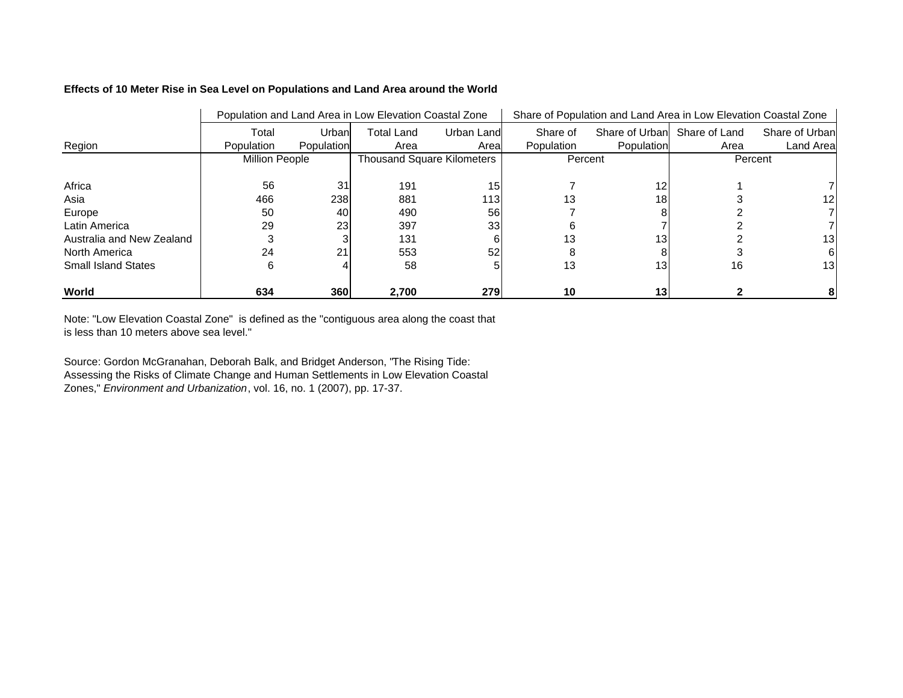**Effects of 10 Meter Rise in Sea Level on Populations and Land Area around the World**

| | Population and Land Area in Low Elevation Coastal Zone | | | | Share of Population and Land Area in Low Elevation Coastal Zone | | | |
|---|---|---|---|---|---|---|---|---|
| Region | Total Population | Urban Population | Total Land Area | Urban Land Area | Share of Population | Share of Urban Population | Share of Land Area | Share of Urban Land Area |
| | Million People | | Thousand Square Kilometers | | Percent | | Percent | |
| Africa | 56 | 31 | 191 | 15 | 7 | 12 | 1 | 7 |
| Asia | 466 | 238 | 881 | 113 | 13 | 18 | 3 | 12 |
| Europe | 50 | 40 | 490 | 56 | 7 | 8 | 2 | 7 |
| Latin America | 29 | 23 | 397 | 33 | 6 | 7 | 2 | 7 |
| Australia and New Zealand | 3 | 3 | 131 | 6 | 13 | 13 | 2 | 13 |
| North America | 24 | 21 | 553 | 52 | 8 | 8 | 3 | 6 |
| Small Island States | 6 | 4 | 58 | 5 | 13 | 13 | 16 | 13 |
| **World** | **634** | **360** | **2,700** | **279** | **10** | **13** | **2** | **8** |

Note: "Low Elevation Coastal Zone" is defined as the "contiguous area along the coast that is less than 10 meters above sea level."

Source: Gordon McGranahan, Deborah Balk, and Bridget Anderson, "The Rising Tide: Assessing the Risks of Climate Change and Human Settlements in Low Elevation Coastal Zones," *Environment and Urbanization*, vol. 16, no. 1 (2007), pp. 17-37.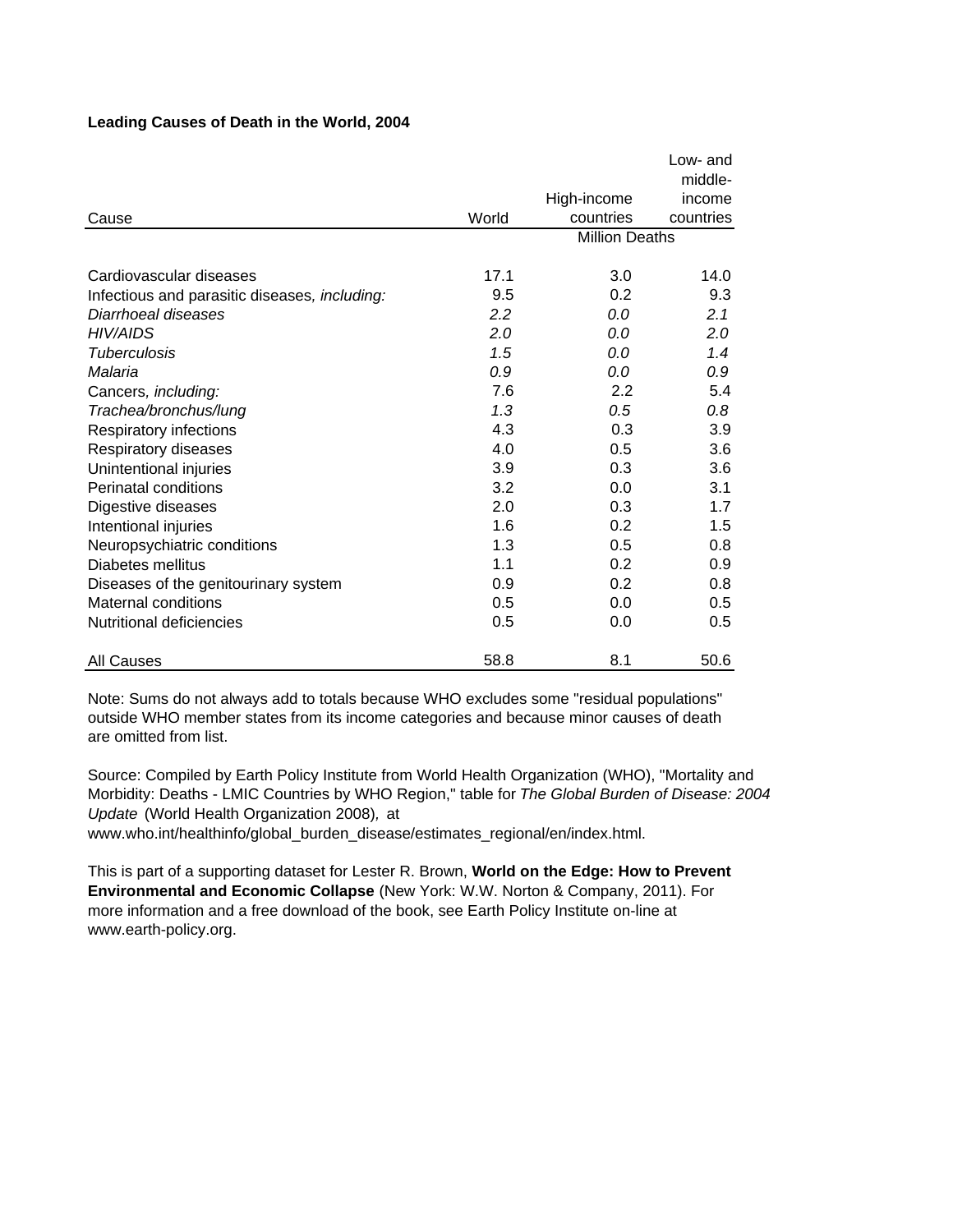**Leading Causes of Death in the World, 2004**

| Cause | World | High-income countries | Low- and middle-income countries |
| --- | --- | --- | --- |
| | | Million Deaths | |
| Cardiovascular diseases | 17.1 | 3.0 | 14.0 |
| Infectious and parasitic diseases, *including:* | 9.5 | 0.2 | 9.3 |
| *Diarrhoeal diseases* | *2.2* | *0.0* | *2.1* |
| *HIV/AIDS* | *2.0* | *0.0* | *2.0* |
| *Tuberculosis* | *1.5* | *0.0* | *1.4* |
| *Malaria* | *0.9* | *0.0* | *0.9* |
| Cancers, *including:* | 7.6 | 2.2 | 5.4 |
| *Trachea/bronchus/lung* | *1.3* | *0.5* | *0.8* |
| Respiratory infections | 4.3 | 0.3 | 3.9 |
| Respiratory diseases | 4.0 | 0.5 | 3.6 |
| Unintentional injuries | 3.9 | 0.3 | 3.6 |
| Perinatal conditions | 3.2 | 0.0 | 3.1 |
| Digestive diseases | 2.0 | 0.3 | 1.7 |
| Intentional injuries | 1.6 | 0.2 | 1.5 |
| Neuropsychiatric conditions | 1.3 | 0.5 | 0.8 |
| Diabetes mellitus | 1.1 | 0.2 | 0.9 |
| Diseases of the genitourinary system | 0.9 | 0.2 | 0.8 |
| Maternal conditions | 0.5 | 0.0 | 0.5 |
| Nutritional deficiencies | 0.5 | 0.0 | 0.5 |
| All Causes | 58.8 | 8.1 | 50.6 |

Note: Sums do not always add to totals because WHO excludes some "residual populations" outside WHO member states from its income categories and because minor causes of death are omitted from list.

Source: Compiled by Earth Policy Institute from World Health Organization (WHO), "Mortality and Morbidity: Deaths - LMIC Countries by WHO Region," table for *The Global Burden of Disease: 2004 Update* (World Health Organization 2008), at www.who.int/healthinfo/global_burden_disease/estimates_regional/en/index.html.

This is part of a supporting dataset for Lester R. Brown, **World on the Edge: How to Prevent Environmental and Economic Collapse** (New York: W.W. Norton & Company, 2011). For more information and a free download of the book, see Earth Policy Institute on-line at www.earth-policy.org.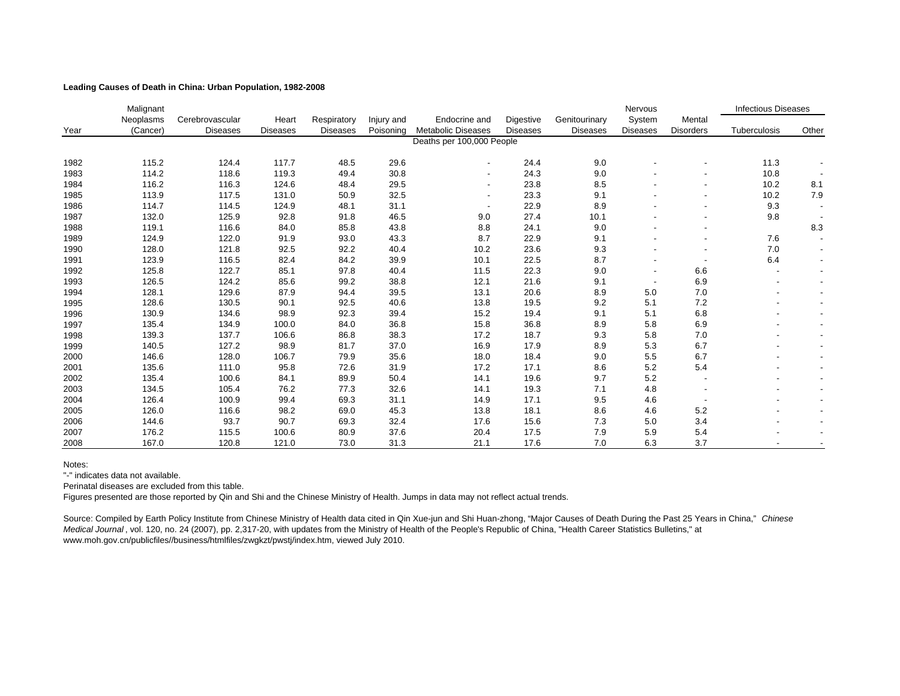**Leading Causes of Death in China: Urban Population, 1982-2008**

| Year | Malignant Neoplasms (Cancer) | Cerebrovascular Diseases | Heart Diseases | Respiratory Diseases | Injury and Poisoning | Endocrine and Metabolic Diseases | Digestive Diseases | Genitourinary Diseases | Nervous System Diseases | Mental Disorders | Infectious Diseases | |
|---|---|---|---|---|---|---|---|---|---|---|---|---|
| | | | | | | | | | | | Tuberculosis | Other |
| | Deaths per 100,000 People | | | | | | | | | | | |
| 1982 | 115.2 | 124.4 | 117.7 | 48.5 | 29.6 | - | 24.4 | 9.0 | - | - | 11.3 | - |
| 1983 | 114.2 | 118.6 | 119.3 | 49.4 | 30.8 | - | 24.3 | 9.0 | - | - | 10.8 | - |
| 1984 | 116.2 | 116.3 | 124.6 | 48.4 | 29.5 | - | 23.8 | 8.5 | - | - | 10.2 | 8.1 |
| 1985 | 113.9 | 117.5 | 131.0 | 50.9 | 32.5 | - | 23.3 | 9.1 | - | - | 10.2 | 7.9 |
| 1986 | 114.7 | 114.5 | 124.9 | 48.1 | 31.1 | - | 22.9 | 8.9 | - | - | 9.3 | - |
| 1987 | 132.0 | 125.9 | 92.8 | 91.8 | 46.5 | 9.0 | 27.4 | 10.1 | - | - | 9.8 | - |
| 1988 | 119.1 | 116.6 | 84.0 | 85.8 | 43.8 | 8.8 | 24.1 | 9.0 | - | - | | 8.3 |
| 1989 | 124.9 | 122.0 | 91.9 | 93.0 | 43.3 | 8.7 | 22.9 | 9.1 | - | - | 7.6 | - |
| 1990 | 128.0 | 121.8 | 92.5 | 92.2 | 40.4 | 10.2 | 23.6 | 9.3 | - | - | 7.0 | - |
| 1991 | 123.9 | 116.5 | 82.4 | 84.2 | 39.9 | 10.1 | 22.5 | 8.7 | - | - | 6.4 | - |
| 1992 | 125.8 | 122.7 | 85.1 | 97.8 | 40.4 | 11.5 | 22.3 | 9.0 | - | 6.6 | - | - |
| 1993 | 126.5 | 124.2 | 85.6 | 99.2 | 38.8 | 12.1 | 21.6 | 9.1 | - | 6.9 | - | - |
| 1994 | 128.1 | 129.6 | 87.9 | 94.4 | 39.5 | 13.1 | 20.6 | 8.9 | 5.0 | 7.0 | - | - |
| 1995 | 128.6 | 130.5 | 90.1 | 92.5 | 40.6 | 13.8 | 19.5 | 9.2 | 5.1 | 7.2 | - | - |
| 1996 | 130.9 | 134.6 | 98.9 | 92.3 | 39.4 | 15.2 | 19.4 | 9.1 | 5.1 | 6.8 | - | - |
| 1997 | 135.4 | 134.9 | 100.0 | 84.0 | 36.8 | 15.8 | 36.8 | 8.9 | 5.8 | 6.9 | - | - |
| 1998 | 139.3 | 137.7 | 106.6 | 86.8 | 38.3 | 17.2 | 18.7 | 9.3 | 5.8 | 7.0 | - | - |
| 1999 | 140.5 | 127.2 | 98.9 | 81.7 | 37.0 | 16.9 | 17.9 | 8.9 | 5.3 | 6.7 | - | - |
| 2000 | 146.6 | 128.0 | 106.7 | 79.9 | 35.6 | 18.0 | 18.4 | 9.0 | 5.5 | 6.7 | - | - |
| 2001 | 135.6 | 111.0 | 95.8 | 72.6 | 31.9 | 17.2 | 17.1 | 8.6 | 5.2 | 5.4 | - | - |
| 2002 | 135.4 | 100.6 | 84.1 | 89.9 | 50.4 | 14.1 | 19.6 | 9.7 | 5.2 | - | - | - |
| 2003 | 134.5 | 105.4 | 76.2 | 77.3 | 32.6 | 14.1 | 19.3 | 7.1 | 4.8 | - | - | - |
| 2004 | 126.4 | 100.9 | 99.4 | 69.3 | 31.1 | 14.9 | 17.1 | 9.5 | 4.6 | - | - | - |
| 2005 | 126.0 | 116.6 | 98.2 | 69.0 | 45.3 | 13.8 | 18.1 | 8.6 | 4.6 | 5.2 | - | - |
| 2006 | 144.6 | 93.7 | 90.7 | 69.3 | 32.4 | 17.6 | 15.6 | 7.3 | 5.0 | 3.4 | - | - |
| 2007 | 176.2 | 115.5 | 100.6 | 80.9 | 37.6 | 20.4 | 17.5 | 7.9 | 5.9 | 5.4 | - | - |
| 2008 | 167.0 | 120.8 | 121.0 | 73.0 | 31.3 | 21.1 | 17.6 | 7.0 | 6.3 | 3.7 | - | - |

Notes:

"-" indicates data not available.

Perinatal diseases are excluded from this table.

Figures presented are those reported by Qin and Shi and the Chinese Ministry of Health. Jumps in data may not reflect actual trends.

Source: Compiled by Earth Policy Institute from Chinese Ministry of Health data cited in Qin Xue-jun and Shi Huan-zhong, "Major Causes of Death During the Past 25 Years in China," *Chinese Medical Journal*, vol. 120, no. 24 (2007), pp. 2,317-20, with updates from the Ministry of Health of the People's Republic of China, "Health Career Statistics Bulletins," at www.moh.gov.cn/publicfiles//business/htmlfiles/zwgkzt/pwstj/index.htm, viewed July 2010.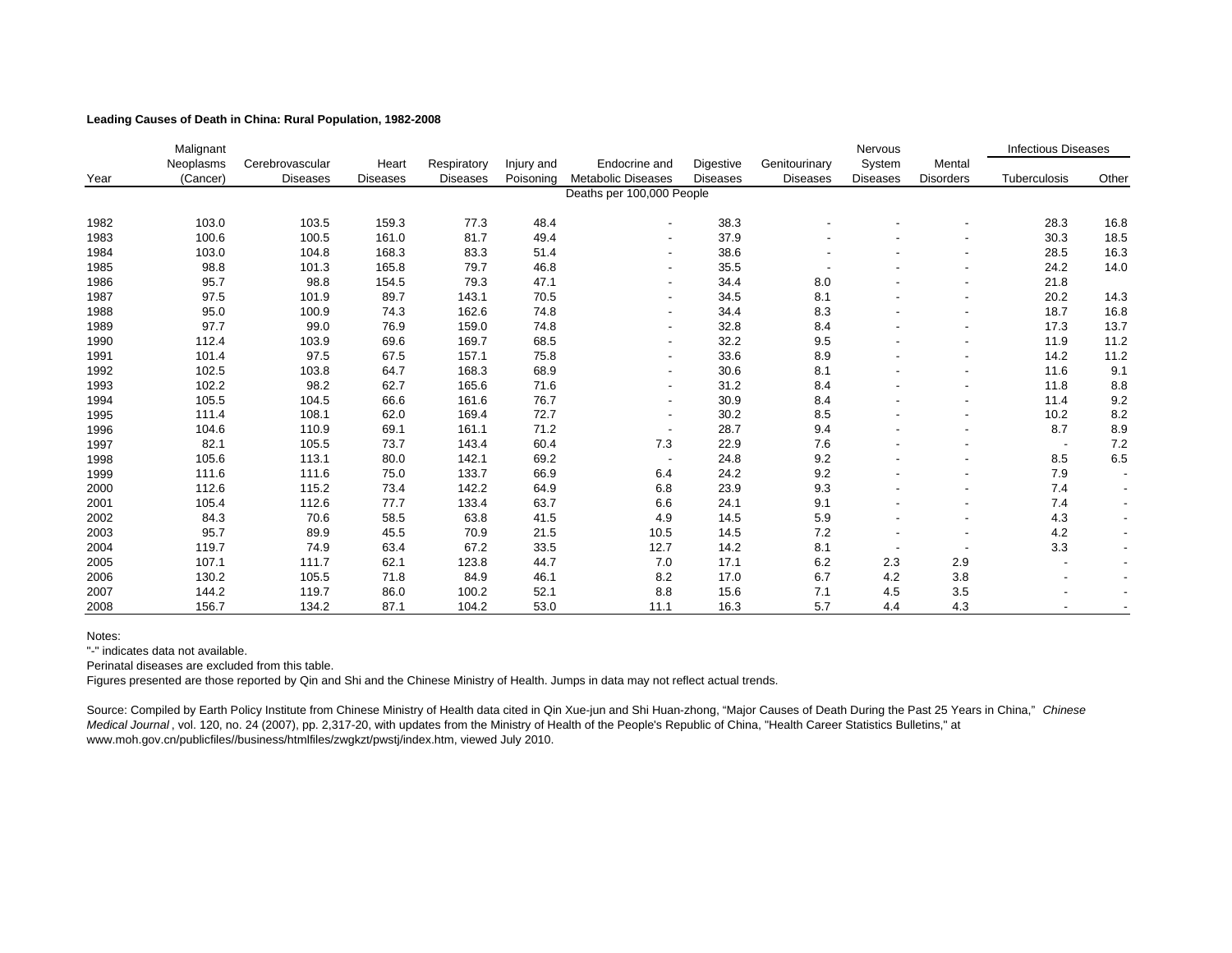**Leading Causes of Death in China: Rural Population, 1982-2008**

| Year | Malignant Neoplasms (Cancer) | Cerebrovascular Diseases | Heart Diseases | Respiratory Diseases | Injury and Poisoning | Endocrine and Metabolic Diseases | Digestive Diseases | Genitourinary Diseases | Nervous System Diseases | Mental Disorders | Infectious Diseases: Tuberculosis | Infectious Diseases: Other |
|---|---|---|---|---|---|---|---|---|---|---|---|---|
| | Deaths per 100,000 People | | | | | | | | | | | |
| 1982 | 103.0 | 103.5 | 159.3 | 77.3 | 48.4 | - | 38.3 | - | - | - | 28.3 | 16.8 |
| 1983 | 100.6 | 100.5 | 161.0 | 81.7 | 49.4 | - | 37.9 | - | - | - | 30.3 | 18.5 |
| 1984 | 103.0 | 104.8 | 168.3 | 83.3 | 51.4 | - | 38.6 | - | - | - | 28.5 | 16.3 |
| 1985 | 98.8 | 101.3 | 165.8 | 79.7 | 46.8 | - | 35.5 | - | - | - | 24.2 | 14.0 |
| 1986 | 95.7 | 98.8 | 154.5 | 79.3 | 47.1 | - | 34.4 | 8.0 | - | - | 21.8 | |
| 1987 | 97.5 | 101.9 | 89.7 | 143.1 | 70.5 | - | 34.5 | 8.1 | - | - | 20.2 | 14.3 |
| 1988 | 95.0 | 100.9 | 74.3 | 162.6 | 74.8 | - | 34.4 | 8.3 | - | - | 18.7 | 16.8 |
| 1989 | 97.7 | 99.0 | 76.9 | 159.0 | 74.8 | - | 32.8 | 8.4 | - | - | 17.3 | 13.7 |
| 1990 | 112.4 | 103.9 | 69.6 | 169.7 | 68.5 | - | 32.2 | 9.5 | - | - | 11.9 | 11.2 |
| 1991 | 101.4 | 97.5 | 67.5 | 157.1 | 75.8 | - | 33.6 | 8.9 | - | - | 14.2 | 11.2 |
| 1992 | 102.5 | 103.8 | 64.7 | 168.3 | 68.9 | - | 30.6 | 8.1 | - | - | 11.6 | 9.1 |
| 1993 | 102.2 | 98.2 | 62.7 | 165.6 | 71.6 | - | 31.2 | 8.4 | - | - | 11.8 | 8.8 |
| 1994 | 105.5 | 104.5 | 66.6 | 161.6 | 76.7 | - | 30.9 | 8.4 | - | - | 11.4 | 9.2 |
| 1995 | 111.4 | 108.1 | 62.0 | 169.4 | 72.7 | - | 30.2 | 8.5 | - | - | 10.2 | 8.2 |
| 1996 | 104.6 | 110.9 | 69.1 | 161.1 | 71.2 | - | 28.7 | 9.4 | - | - | 8.7 | 8.9 |
| 1997 | 82.1 | 105.5 | 73.7 | 143.4 | 60.4 | 7.3 | 22.9 | 7.6 | - | - | - | 7.2 |
| 1998 | 105.6 | 113.1 | 80.0 | 142.1 | 69.2 | - | 24.8 | 9.2 | - | - | 8.5 | 6.5 |
| 1999 | 111.6 | 111.6 | 75.0 | 133.7 | 66.9 | 6.4 | 24.2 | 9.2 | - | - | 7.9 | - |
| 2000 | 112.6 | 115.2 | 73.4 | 142.2 | 64.9 | 6.8 | 23.9 | 9.3 | - | - | 7.4 | - |
| 2001 | 105.4 | 112.6 | 77.7 | 133.4 | 63.7 | 6.6 | 24.1 | 9.1 | - | - | 7.4 | - |
| 2002 | 84.3 | 70.6 | 58.5 | 63.8 | 41.5 | 4.9 | 14.5 | 5.9 | - | - | 4.3 | - |
| 2003 | 95.7 | 89.9 | 45.5 | 70.9 | 21.5 | 10.5 | 14.5 | 7.2 | - | - | 4.2 | - |
| 2004 | 119.7 | 74.9 | 63.4 | 67.2 | 33.5 | 12.7 | 14.2 | 8.1 | - | - | 3.3 | - |
| 2005 | 107.1 | 111.7 | 62.1 | 123.8 | 44.7 | 7.0 | 17.1 | 6.2 | 2.3 | 2.9 | - | - |
| 2006 | 130.2 | 105.5 | 71.8 | 84.9 | 46.1 | 8.2 | 17.0 | 6.7 | 4.2 | 3.8 | - | - |
| 2007 | 144.2 | 119.7 | 86.0 | 100.2 | 52.1 | 8.8 | 15.6 | 7.1 | 4.5 | 3.5 | - | - |
| 2008 | 156.7 | 134.2 | 87.1 | 104.2 | 53.0 | 11.1 | 16.3 | 5.7 | 4.4 | 4.3 | - | - |

Notes:

"-" indicates data not available.

Perinatal diseases are excluded from this table.

Figures presented are those reported by Qin and Shi and the Chinese Ministry of Health. Jumps in data may not reflect actual trends.

Source: Compiled by Earth Policy Institute from Chinese Ministry of Health data cited in Qin Xue-jun and Shi Huan-zhong, "Major Causes of Death During the Past 25 Years in China," *Chinese Medical Journal*, vol. 120, no. 24 (2007), pp. 2,317-20, with updates from the Ministry of Health of the People's Republic of China, "Health Career Statistics Bulletins," at www.moh.gov.cn/publicfiles//business/htmlfiles/zwgkzt/pwstj/index.htm, viewed July 2010.